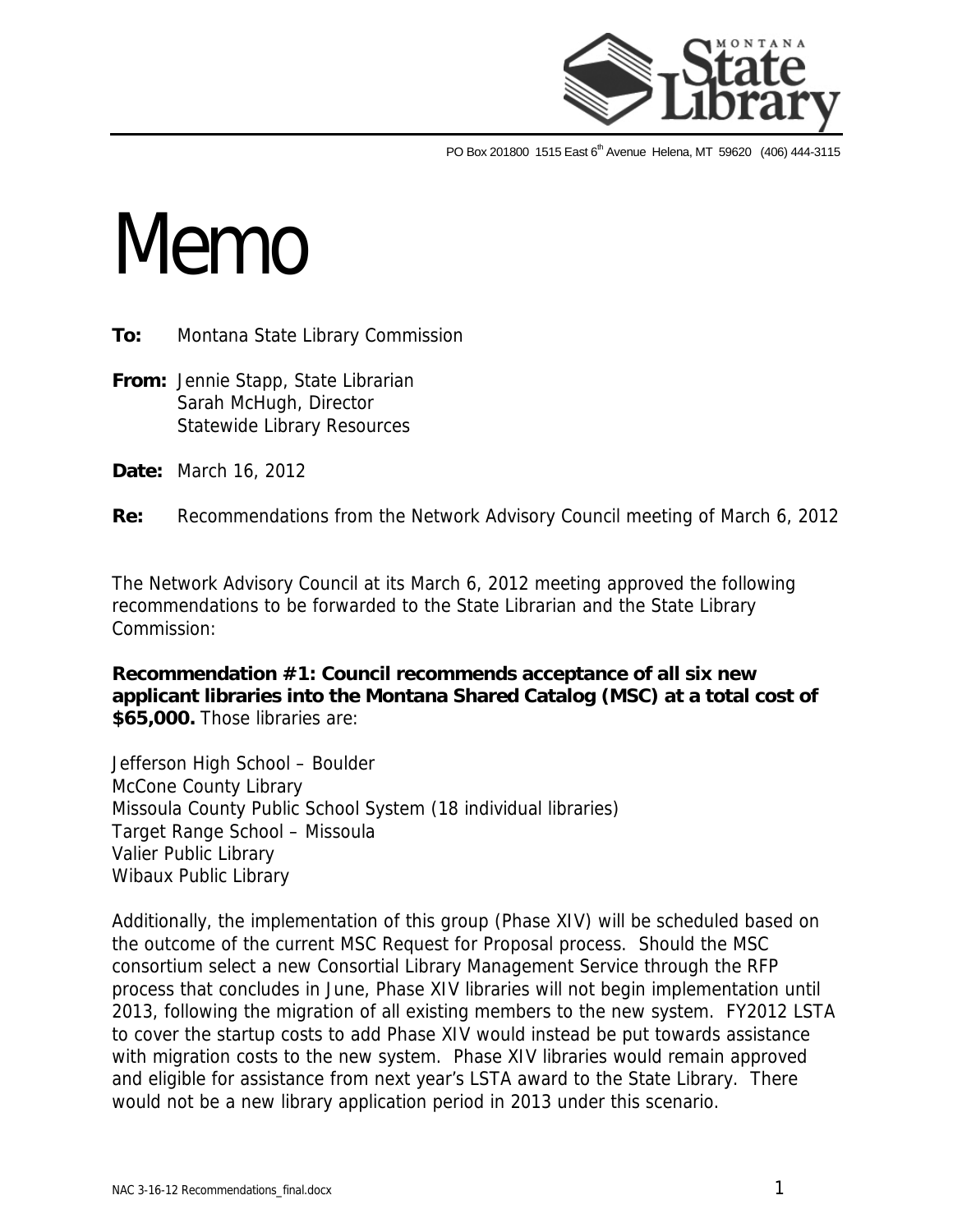PO Box 201800 1515 East 6th Avenue Helena, MT 59620 (406) 444-3115

# Memo

**To:** Montana State Library Commission

**From:** Jennie Stapp, State Librarian
Sarah McHugh, Director
Statewide Library Resources

**Date:** March 16, 2012

**Re:** Recommendations from the Network Advisory Council meeting of March 6, 2012

The Network Advisory Council at its March 6, 2012 meeting approved the following recommendations to be forwarded to the State Librarian and the State Library Commission:

**Recommendation #1: Council recommends acceptance of all six new applicant libraries into the Montana Shared Catalog (MSC) at a total cost of $65,000.** Those libraries are:

Jefferson High School – Boulder
McCone County Library
Missoula County Public School System (18 individual libraries)
Target Range School – Missoula
Valier Public Library
Wibaux Public Library

Additionally, the implementation of this group (Phase XIV) will be scheduled based on the outcome of the current MSC Request for Proposal process. Should the MSC consortium select a new Consortial Library Management Service through the RFP process that concludes in June, Phase XIV libraries will not begin implementation until 2013, following the migration of all existing members to the new system. FY2012 LSTA to cover the startup costs to add Phase XIV would instead be put towards assistance with migration costs to the new system. Phase XIV libraries would remain approved and eligible for assistance from next year's LSTA award to the State Library. There would not be a new library application period in 2013 under this scenario.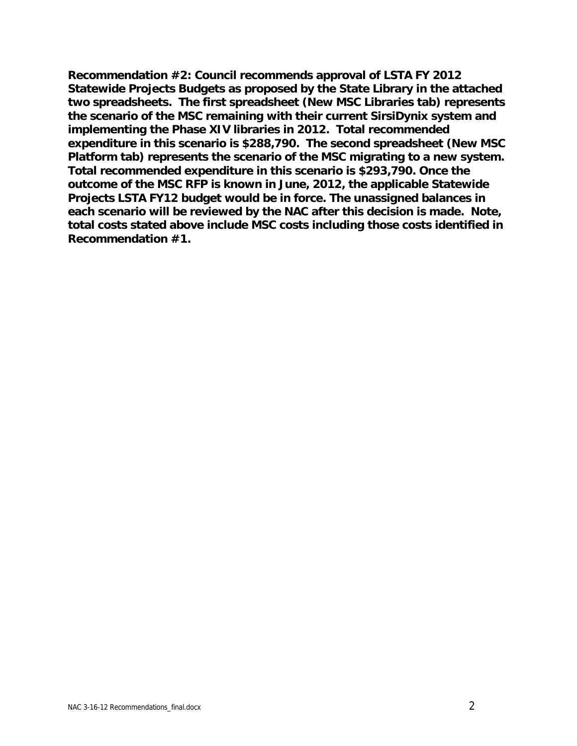**Recommendation #2: Council recommends approval of LSTA FY 2012 Statewide Projects Budgets as proposed by the State Library in the attached two spreadsheets. The first spreadsheet (New MSC Libraries tab) represents the scenario of the MSC remaining with their current SirsiDynix system and implementing the Phase XIV libraries in 2012. Total recommended expenditure in this scenario is $288,790. The second spreadsheet (New MSC Platform tab) represents the scenario of the MSC migrating to a new system. Total recommended expenditure in this scenario is $293,790. Once the outcome of the MSC RFP is known in June, 2012, the applicable Statewide Projects LSTA FY12 budget would be in force. The unassigned balances in each scenario will be reviewed by the NAC after this decision is made. Note, total costs stated above include MSC costs including those costs identified in Recommendation #1.**